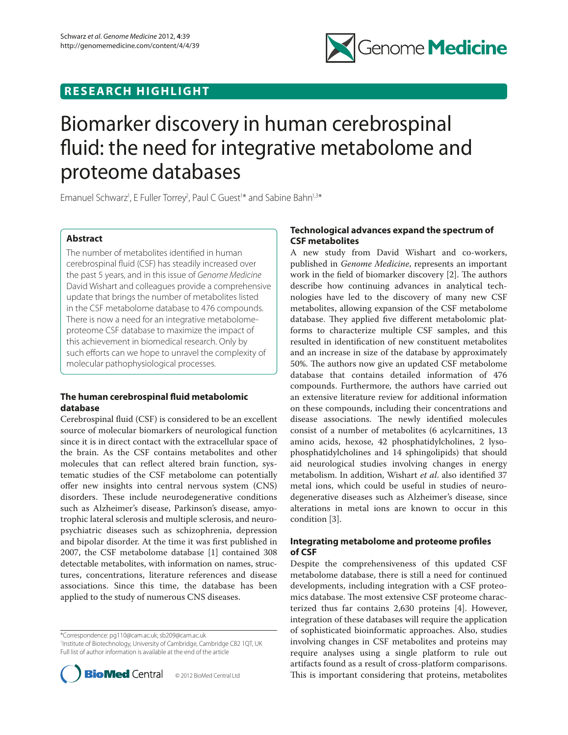RESEARCH HIGHLIGHT

# Biomarker discovery in human cerebrospinal fluid: the need for integrative metabolome and proteome databases

Emanuel Schwarz[1], E Fuller Torrey[2], Paul C Guest[1]* and Sabine Bahn[1,3]*

## Abstract

The number of metabolites identified in human cerebrospinal fluid (CSF) has steadily increased over the past 5 years, and in this issue of *Genome Medicine* David Wishart and colleagues provide a comprehensive update that brings the number of metabolites listed in the CSF metabolome database to 476 compounds. There is now a need for an integrative metabolome-proteome CSF database to maximize the impact of this achievement in biomedical research. Only by such efforts can we hope to unravel the complexity of molecular pathophysiological processes.

## The human cerebrospinal fluid metabolomic database

Cerebrospinal fluid (CSF) is considered to be an excellent source of molecular biomarkers of neurological function since it is in direct contact with the extracellular space of the brain. As the CSF contains metabolites and other molecules that can reflect altered brain function, systematic studies of the CSF metabolome can potentially offer new insights into central nervous system (CNS) disorders. These include neurodegenerative conditions such as Alzheimer's disease, Parkinson's disease, amyotrophic lateral sclerosis and multiple sclerosis, and neuropsychiatric diseases such as schizophrenia, depression and bipolar disorder. At the time it was first published in 2007, the CSF metabolome database [1] contained 308 detectable metabolites, with information on names, structures, concentrations, literature references and disease associations. Since this time, the database has been applied to the study of numerous CNS diseases.

*Correspondence: pg110@cam.ac.uk; sb209@cam.ac.uk
[1]Institute of Biotechnology, University of Cambridge, Cambridge CB2 1QT, UK
Full list of author information is available at the end of the article

## Technological advances expand the spectrum of CSF metabolites

A new study from David Wishart and co-workers, published in *Genome Medicine*, represents an important work in the field of biomarker discovery [2]. The authors describe how continuing advances in analytical technologies have led to the discovery of many new CSF metabolites, allowing expansion of the CSF metabolome database. They applied five different metabolomic platforms to characterize multiple CSF samples, and this resulted in identification of new constituent metabolites and an increase in size of the database by approximately 50%. The authors now give an updated CSF metabolome database that contains detailed information of 476 compounds. Furthermore, the authors have carried out an extensive literature review for additional information on these compounds, including their concentrations and disease associations. The newly identified molecules consist of a number of metabolites (6 acylcarnitines, 13 amino acids, hexose, 42 phosphatidylcholines, 2 lysophosphatidylcholines and 14 sphingolipids) that should aid neurological studies involving changes in energy metabolism. In addition, Wishart *et al*. also identified 37 metal ions, which could be useful in studies of neurodegenerative diseases such as Alzheimer's disease, since alterations in metal ions are known to occur in this condition [3].

## Integrating metabolome and proteome profiles of CSF

Despite the comprehensiveness of this updated CSF metabolome database, there is still a need for continued developments, including integration with a CSF proteomics database. The most extensive CSF proteome characterized thus far contains 2,630 proteins [4]. However, integration of these databases will require the application of sophisticated bioinformatic approaches. Also, studies involving changes in CSF metabolites and proteins may require analyses using a single platform to rule out artifacts found as a result of cross-platform comparisons. This is important considering that proteins, metabolites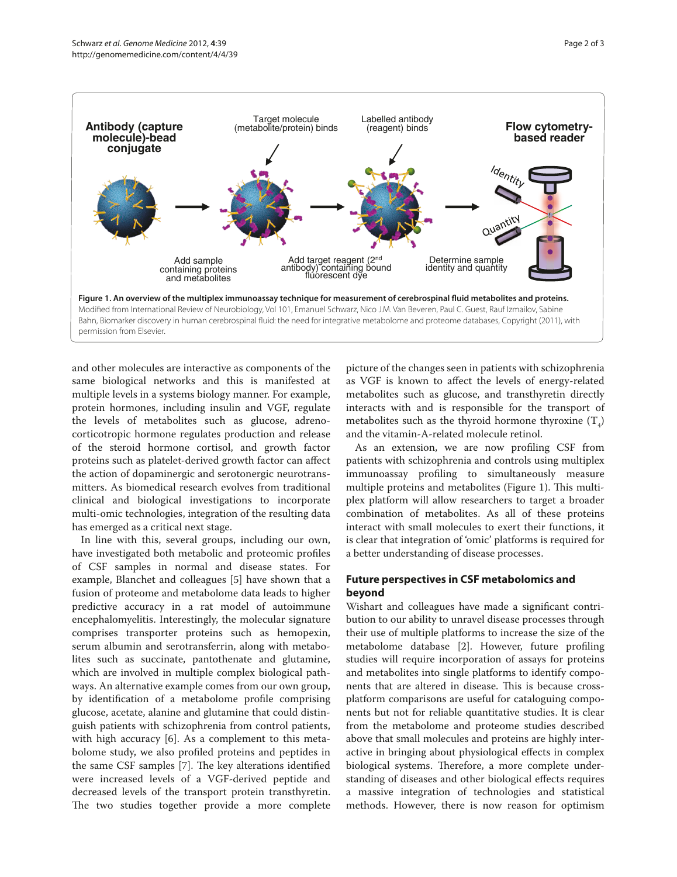**Figure 1. An overview of the multiplex immunoassay technique for measurement of cerebrospinal fluid metabolites and proteins.** Modified from International Review of Neurobiology, Vol 101, Emanuel Schwarz, Nico J.M. Van Beveren, Paul C. Guest, Rauf Izmailov, Sabine Bahn, Biomarker discovery in human cerebrospinal fluid: the need for integrative metabolome and proteome databases, Copyright (2011), with permission from Elsevier.

and other molecules are interactive as components of the same biological networks and this is manifested at multiple levels in a systems biology manner. For example, protein hormones, including insulin and VGF, regulate the levels of metabolites such as glucose, adrenocorticotropic hormone regulates production and release of the steroid hormone cortisol, and growth factor proteins such as platelet-derived growth factor can affect the action of dopaminergic and serotonergic neurotransmitters. As biomedical research evolves from traditional clinical and biological investigations to incorporate multi-omic technologies, integration of the resulting data has emerged as a critical next stage.

In line with this, several groups, including our own, have investigated both metabolic and proteomic profiles of CSF samples in normal and disease states. For example, Blanchet and colleagues [5] have shown that a fusion of proteome and metabolome data leads to higher predictive accuracy in a rat model of autoimmune encephalomyelitis. Interestingly, the molecular signature comprises transporter proteins such as hemopexin, serum albumin and serotransferrin, along with metabolites such as succinate, pantothenate and glutamine, which are involved in multiple complex biological pathways. An alternative example comes from our own group, by identification of a metabolome profile comprising glucose, acetate, alanine and glutamine that could distinguish patients with schizophrenia from control patients, with high accuracy [6]. As a complement to this metabolome study, we also profiled proteins and peptides in the same CSF samples [7]. The key alterations identified were increased levels of a VGF-derived peptide and decreased levels of the transport protein transthyretin. The two studies together provide a more complete picture of the changes seen in patients with schizophrenia as VGF is known to affect the levels of energy-related metabolites such as glucose, and transthyretin directly interacts with and is responsible for the transport of metabolites such as the thyroid hormone thyroxine ($T_4$) and the vitamin-A-related molecule retinol.

As an extension, we are now profiling CSF from patients with schizophrenia and controls using multiplex immunoassay profiling to simultaneously measure multiple proteins and metabolites (Figure 1). This multiplex platform will allow researchers to target a broader combination of metabolites. As all of these proteins interact with small molecules to exert their functions, it is clear that integration of 'omic' platforms is required for a better understanding of disease processes.

## Future perspectives in CSF metabolomics and beyond

Wishart and colleagues have made a significant contribution to our ability to unravel disease processes through their use of multiple platforms to increase the size of the metabolome database [2]. However, future profiling studies will require incorporation of assays for proteins and metabolites into single platforms to identify components that are altered in disease. This is because cross-platform comparisons are useful for cataloguing components but not for reliable quantitative studies. It is clear from the metabolome and proteome studies described above that small molecules and proteins are highly interactive in bringing about physiological effects in complex biological systems. Therefore, a more complete understanding of diseases and other biological effects requires a massive integration of technologies and statistical methods. However, there is now reason for optimism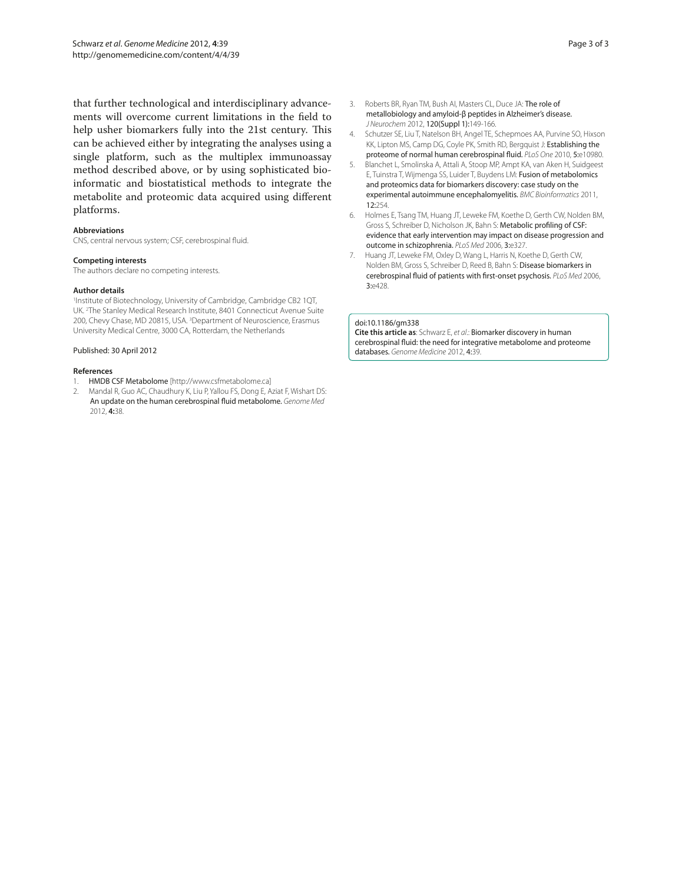that further technological and interdisciplinary advancements will overcome current limitations in the field to help usher biomarkers fully into the 21st century. This can be achieved either by integrating the analyses using a single platform, such as the multiplex immunoassay method described above, or by using sophisticated bioinformatic and biostatistical methods to integrate the metabolite and proteomic data acquired using different platforms.

#### Abbreviations

CNS, central nervous system; CSF, cerebrospinal fluid.

#### Competing interests

The authors declare no competing interests.

#### Author details

[1]Institute of Biotechnology, University of Cambridge, Cambridge CB2 1QT, UK. [2]The Stanley Medical Research Institute, 8401 Connecticut Avenue Suite 200, Chevy Chase, MD 20815, USA. [3]Department of Neuroscience, Erasmus University Medical Centre, 3000 CA, Rotterdam, the Netherlands

Published: 30 April 2012

#### References

1. HMDB CSF Metabolome [http://www.csfmetabolome.ca]
2. Mandal R, Guo AC, Chaudhury K, Liu P, Yallou FS, Dong E, Aziat F, Wishart DS: An update on the human cerebrospinal fluid metabolome. *Genome Med* 2012, **4:**38.
3. Roberts BR, Ryan TM, Bush AI, Masters CL, Duce JA: The role of metallobiology and amyloid-β peptides in Alzheimer's disease. *J Neurochem* 2012, **120(Suppl 1):**149-166.
4. Schutzer SE, Liu T, Natelson BH, Angel TE, Schepmoes AA, Purvine SO, Hixson KK, Lipton MS, Camp DG, Coyle PK, Smith RD, Bergquist J: Establishing the proteome of normal human cerebrospinal fluid. *PLoS One* 2010, **5:**e10980.
5. Blanchet L, Smolinska A, Attali A, Stoop MP, Ampt KA, van Aken H, Suidgeest E, Tuinstra T, Wijmenga SS, Luider T, Buydens LM: Fusion of metabolomics and proteomics data for biomarkers discovery: case study on the experimental autoimmune encephalomyelitis. *BMC Bioinformatics* 2011, **12:**254.
6. Holmes E, Tsang TM, Huang JT, Leweke FM, Koethe D, Gerth CW, Nolden BM, Gross S, Schreiber D, Nicholson JK, Bahn S: Metabolic profiling of CSF: evidence that early intervention may impact on disease progression and outcome in schizophrenia. *PLoS Med* 2006, **3:**e327.
7. Huang JT, Leweke FM, Oxley D, Wang L, Harris N, Koethe D, Gerth CW, Nolden BM, Gross S, Schreiber D, Reed B, Bahn S: Disease biomarkers in cerebrospinal fluid of patients with first-onset psychosis. *PLoS Med* 2006, **3:**e428.

doi:10.1186/gm338

**Cite this article as**: Schwarz E, *et al.*: Biomarker discovery in human cerebrospinal fluid: the need for integrative metabolome and proteome databases. *Genome Medicine* 2012, **4:**39.